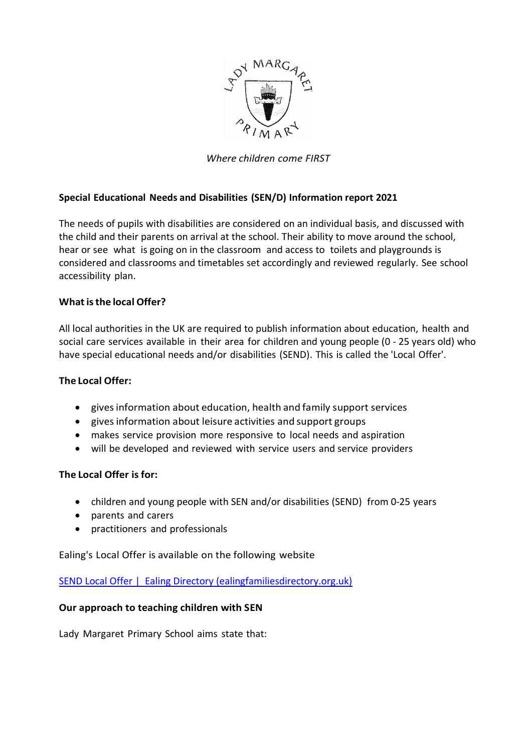*Where children come FIRST*

**Special Educational Needs and Disabilities (SEN/D) Information report 2021**

The needs of pupils with disabilities are considered on an individual basis, and discussed with the child and their parents on arrival at the school. Their ability to move around the school, hear or see what is going on in the classroom and access to toilets and playgrounds is considered and classrooms and timetables set accordingly and reviewed regularly. See school accessibility plan.

**What is the local Offer?**

All local authorities in the UK are required to publish information about education, health and social care services available in their area for children and young people (0 - 25 years old) who have special educational needs and/or disabilities (SEND). This is called the 'Local Offer'.

**The Local Offer:**

- gives information about education, health and family support services
- gives information about leisure activities and support groups
- makes service provision more responsive to local needs and aspiration
- will be developed and reviewed with service users and service providers

**The Local Offer is for:**

- children and young people with SEN and/or disabilities (SEND) from 0-25 years
- parents and carers
- practitioners and professionals

Ealing's Local Offer is available on the following website

SEND Local Offer | Ealing Directory (ealingfamiliesdirectory.org.uk)

**Our approach to teaching children with SEN**

Lady Margaret Primary School aims state that: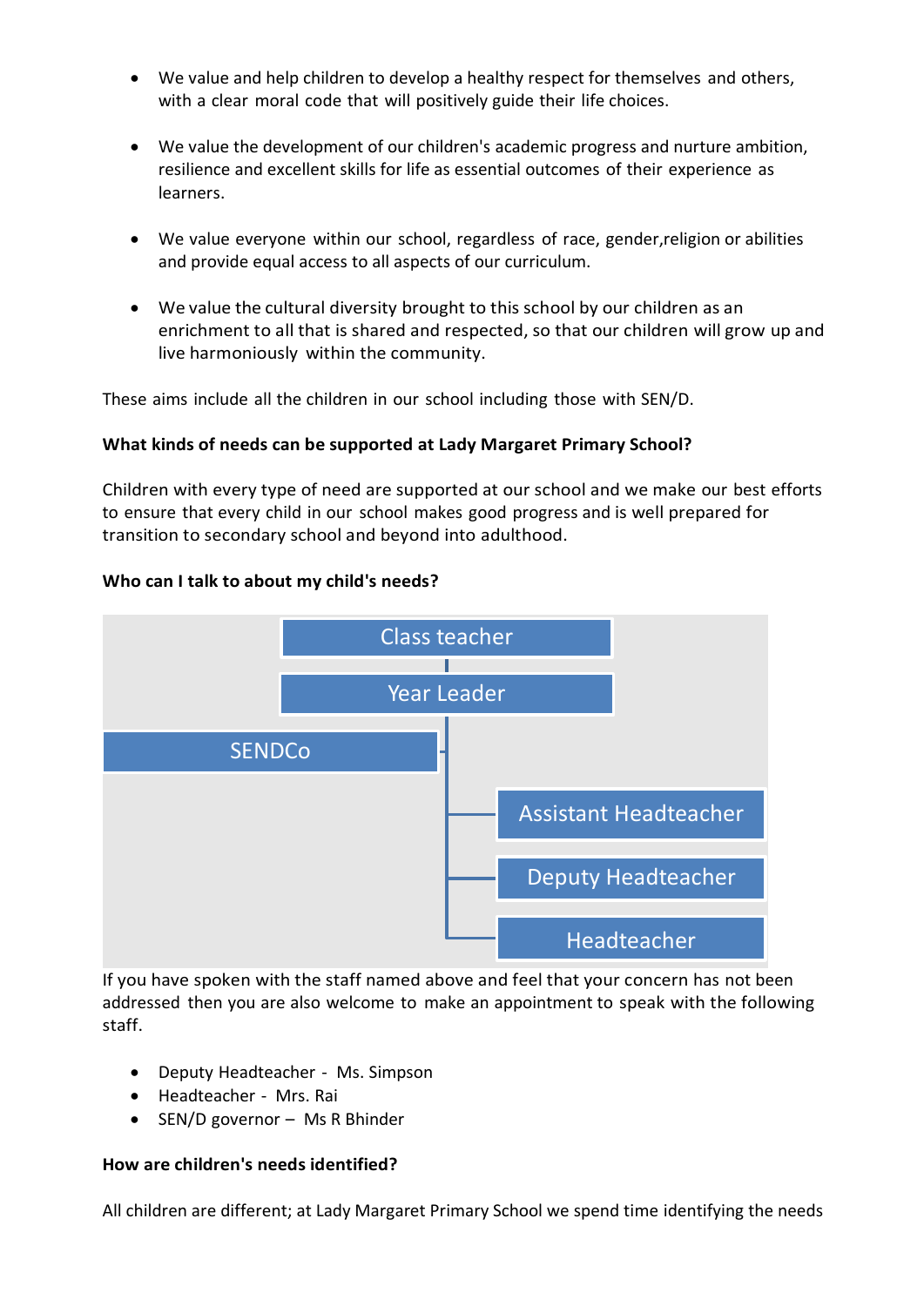- We value and help children to develop a healthy respect for themselves and others, with a clear moral code that will positively guide their life choices.

- We value the development of our children's academic progress and nurture ambition, resilience and excellent skills for life as essential outcomes of their experience as learners.

- We value everyone within our school, regardless of race, gender,religion or abilities and provide equal access to all aspects of our curriculum.

- We value the cultural diversity brought to this school by our children as an enrichment to all that is shared and respected, so that our children will grow up and live harmoniously within the community.

These aims include all the children in our school including those with SEN/D.

**What kinds of needs can be supported at Lady Margaret Primary School?**

Children with every type of need are supported at our school and we make our best efforts to ensure that every child in our school makes good progress and is well prepared for transition to secondary school and beyond into adulthood.

**Who can I talk to about my child's needs?**

- Class teacher
- Year Leader
- SENDCo
- Assistant Headteacher
- Deputy Headteacher
- Headteacher

If you have spoken with the staff named above and feel that your concern has not been addressed then you are also welcome to make an appointment to speak with the following staff.

- Deputy Headteacher - Ms. Simpson
- Headteacher - Mrs. Rai
- SEN/D governor – Ms R Bhinder

**How are children's needs identified?**

All children are different; at Lady Margaret Primary School we spend time identifying the needs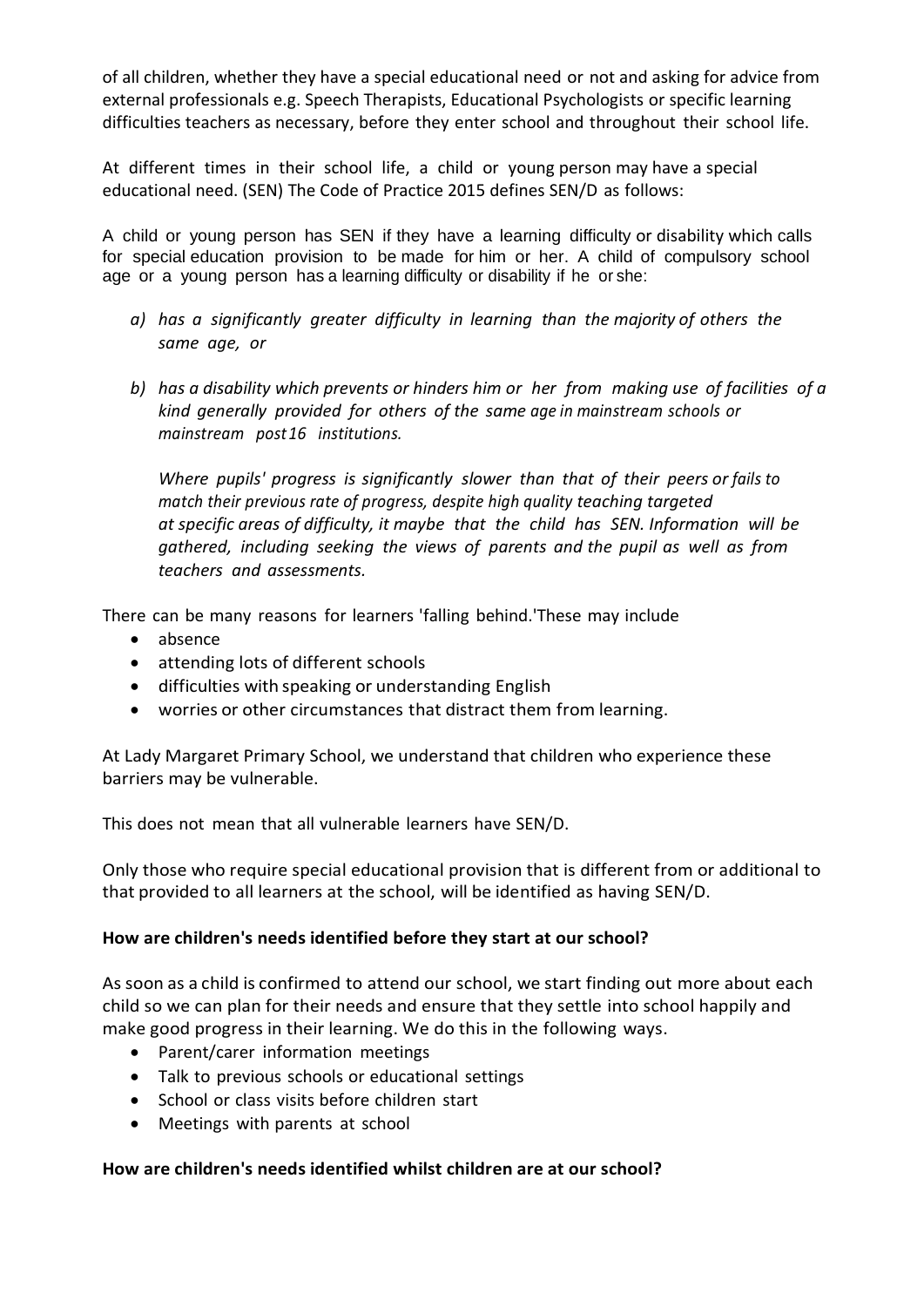of all children, whether they have a special educational need or not and asking for advice from external professionals e.g. Speech Therapists, Educational Psychologists or specific learning difficulties teachers as necessary, before they enter school and throughout their school life.

At different times in their school life, a child or young person may have a special educational need. (SEN) The Code of Practice 2015 defines SEN/D as follows:

A child or young person has SEN if they have a learning difficulty or disability which calls for special education provision to be made for him or her. A child of compulsory school age or a young person has a learning difficulty or disability if he or she:

*a) has a significantly greater difficulty in learning than the majority of others the same age, or*

*b) has a disability which prevents or hinders him or her from making use of facilities of a kind generally provided for others of the same age in mainstream schools or mainstream post16 institutions.*

*Where pupils' progress is significantly slower than that of their peers or fails to match their previous rate of progress, despite high quality teaching targeted at specific areas of difficulty, it maybe that the child has SEN. Information will be gathered, including seeking the views of parents and the pupil as well as from teachers and assessments.*

There can be many reasons for learners 'falling behind.'These may include

- absence
- attending lots of different schools
- difficulties with speaking or understanding English
- worries or other circumstances that distract them from learning.

At Lady Margaret Primary School, we understand that children who experience these barriers may be vulnerable.

This does not mean that all vulnerable learners have SEN/D.

Only those who require special educational provision that is different from or additional to that provided to all learners at the school, will be identified as having SEN/D.

**How are children's needs identified before they start at our school?**

As soon as a child is confirmed to attend our school, we start finding out more about each child so we can plan for their needs and ensure that they settle into school happily and make good progress in their learning. We do this in the following ways.

- Parent/carer information meetings
- Talk to previous schools or educational settings
- School or class visits before children start
- Meetings with parents at school

**How are children's needs identified whilst children are at our school?**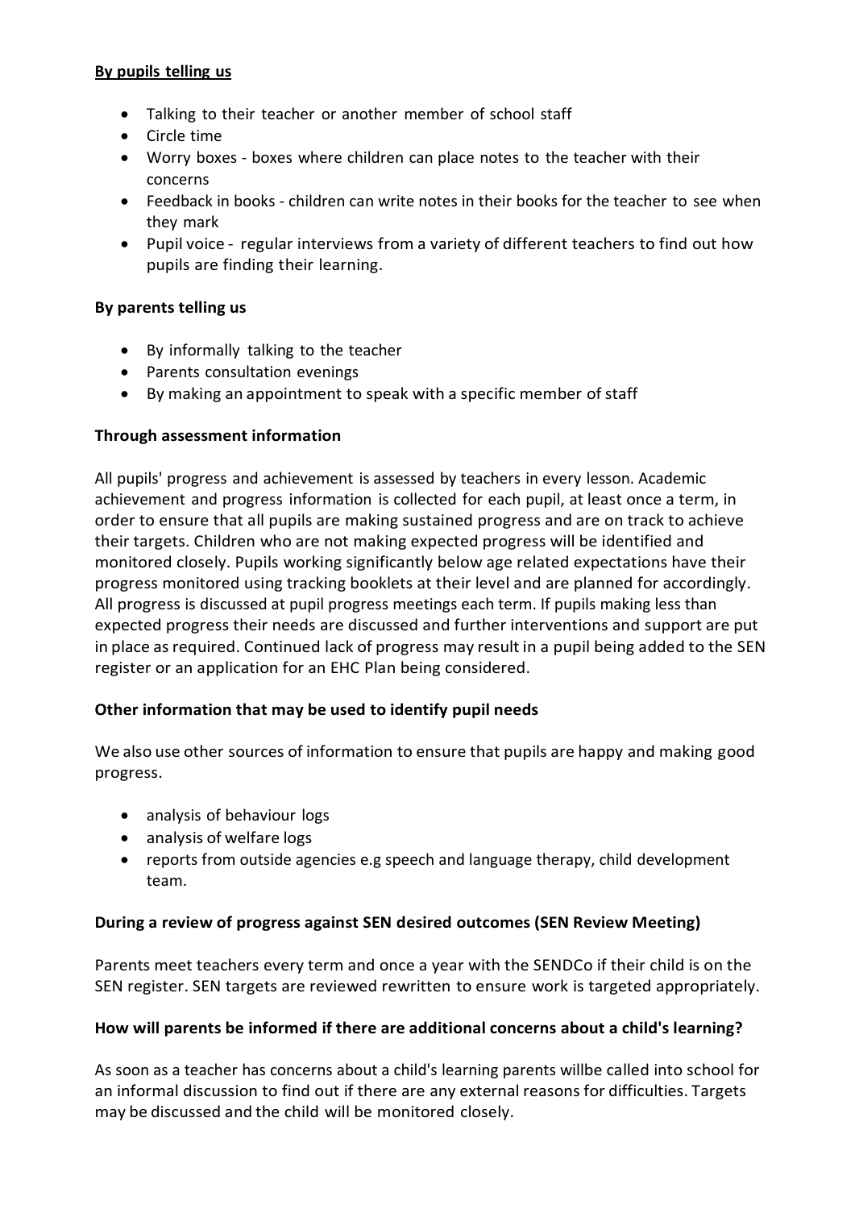**By pupils telling us**

- Talking to their teacher or another member of school staff
- Circle time
- Worry boxes - boxes where children can place notes to the teacher with their concerns
- Feedback in books - children can write notes in their books for the teacher to see when they mark
- Pupil voice - regular interviews from a variety of different teachers to find out how pupils are finding their learning.

**By parents telling us**

- By informally talking to the teacher
- Parents consultation evenings
- By making an appointment to speak with a specific member of staff

**Through assessment information**

All pupils' progress and achievement is assessed by teachers in every lesson. Academic achievement and progress information is collected for each pupil, at least once a term, in order to ensure that all pupils are making sustained progress and are on track to achieve their targets. Children who are not making expected progress will be identified and monitored closely. Pupils working significantly below age related expectations have their progress monitored using tracking booklets at their level and are planned for accordingly. All progress is discussed at pupil progress meetings each term. If pupils making less than expected progress their needs are discussed and further interventions and support are put in place as required. Continued lack of progress may result in a pupil being added to the SEN register or an application for an EHC Plan being considered.

**Other information that may be used to identify pupil needs**

We also use other sources of information to ensure that pupils are happy and making good progress.

- analysis of behaviour logs
- analysis of welfare logs
- reports from outside agencies e.g speech and language therapy, child development team.

**During a review of progress against SEN desired outcomes (SEN Review Meeting)**

Parents meet teachers every term and once a year with the SENDCo if their child is on the SEN register. SEN targets are reviewed rewritten to ensure work is targeted appropriately.

**How will parents be informed if there are additional concerns about a child's learning?**

As soon as a teacher has concerns about a child's learning parents willbe called into school for an informal discussion to find out if there are any external reasons for difficulties. Targets may be discussed and the child will be monitored closely.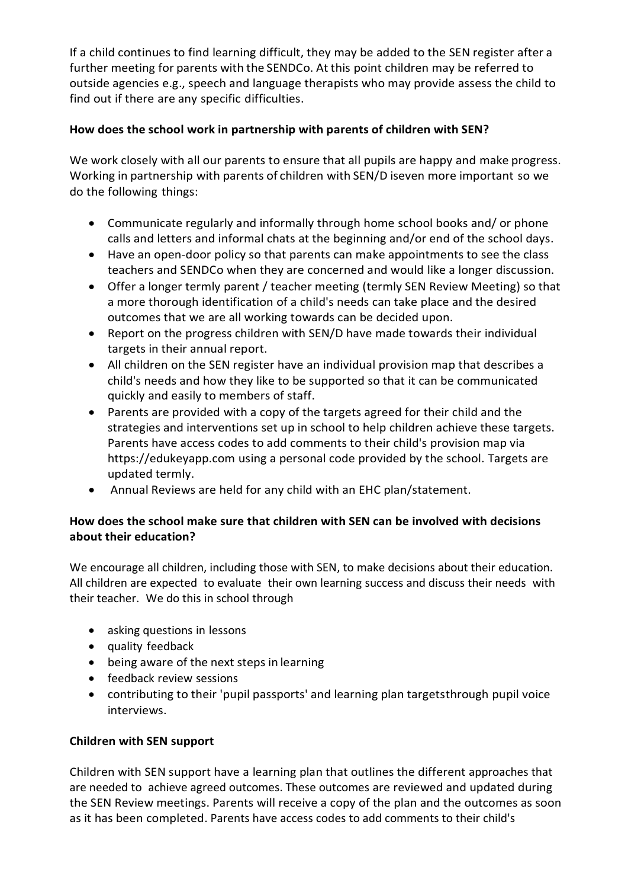If a child continues to find learning difficult, they may be added to the SEN register after a further meeting for parents with the SENDCo. At this point children may be referred to outside agencies e.g., speech and language therapists who may provide assess the child to find out if there are any specific difficulties.

**How does the school work in partnership with parents of children with SEN?**

We work closely with all our parents to ensure that all pupils are happy and make progress. Working in partnership with parents of children with SEN/D iseven more important so we do the following things:

- Communicate regularly and informally through home school books and/ or phone calls and letters and informal chats at the beginning and/or end of the school days.
- Have an open-door policy so that parents can make appointments to see the class teachers and SENDCo when they are concerned and would like a longer discussion.
- Offer a longer termly parent / teacher meeting (termly SEN Review Meeting) so that a more thorough identification of a child's needs can take place and the desired outcomes that we are all working towards can be decided upon.
- Report on the progress children with SEN/D have made towards their individual targets in their annual report.
- All children on the SEN register have an individual provision map that describes a child's needs and how they like to be supported so that it can be communicated quickly and easily to members of staff.
- Parents are provided with a copy of the targets agreed for their child and the strategies and interventions set up in school to help children achieve these targets. Parents have access codes to add comments to their child's provision map via https://edukeyapp.com using a personal code provided by the school. Targets are updated termly.
- Annual Reviews are held for any child with an EHC plan/statement.

**How does the school make sure that children with SEN can be involved with decisions about their education?**

We encourage all children, including those with SEN, to make decisions about their education. All children are expected to evaluate their own learning success and discuss their needs with their teacher. We do this in school through

- asking questions in lessons
- quality feedback
- being aware of the next steps in learning
- feedback review sessions
- contributing to their 'pupil passports' and learning plan targetsthrough pupil voice interviews.

**Children with SEN support**

Children with SEN support have a learning plan that outlines the different approaches that are needed to achieve agreed outcomes. These outcomes are reviewed and updated during the SEN Review meetings. Parents will receive a copy of the plan and the outcomes as soon as it has been completed. Parents have access codes to add comments to their child's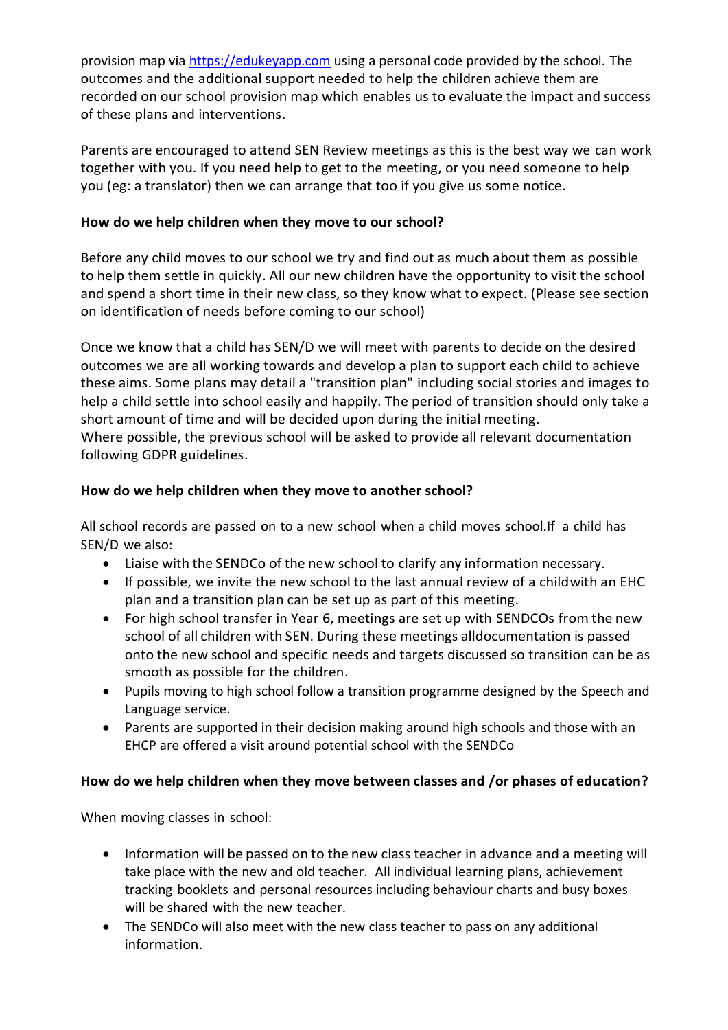provision map via [https://edukeyapp.com](https://edukeyapp.com) using a personal code provided by the school. The outcomes and the additional support needed to help the children achieve them are recorded on our school provision map which enables us to evaluate the impact and success of these plans and interventions.

Parents are encouraged to attend SEN Review meetings as this is the best way we can work together with you. If you need help to get to the meeting, or you need someone to help you (eg: a translator) then we can arrange that too if you give us some notice.

**How do we help children when they move to our school?**

Before any child moves to our school we try and find out as much about them as possible to help them settle in quickly. All our new children have the opportunity to visit the school and spend a short time in their new class, so they know what to expect. (Please see section on identification of needs before coming to our school)

Once we know that a child has SEN/D we will meet with parents to decide on the desired outcomes we are all working towards and develop a plan to support each child to achieve these aims. Some plans may detail a "transition plan" including social stories and images to help a child settle into school easily and happily. The period of transition should only take a short amount of time and will be decided upon during the initial meeting.
Where possible, the previous school will be asked to provide all relevant documentation following GDPR guidelines.

**How do we help children when they move to another school?**

All school records are passed on to a new school when a child moves school.If a child has SEN/D we also:

- Liaise with the SENDCo of the new school to clarify any information necessary.
- If possible, we invite the new school to the last annual review of a childwith an EHC plan and a transition plan can be set up as part of this meeting.
- For high school transfer in Year 6, meetings are set up with SENDCOs from the new school of all children with SEN. During these meetings alldocumentation is passed onto the new school and specific needs and targets discussed so transition can be as smooth as possible for the children.
- Pupils moving to high school follow a transition programme designed by the Speech and Language service.
- Parents are supported in their decision making around high schools and those with an EHCP are offered a visit around potential school with the SENDCo

**How do we help children when they move between classes and /or phases of education?**

When moving classes in school:

- Information will be passed on to the new class teacher in advance and a meeting will take place with the new and old teacher. All individual learning plans, achievement tracking booklets and personal resources including behaviour charts and busy boxes will be shared with the new teacher.
- The SENDCo will also meet with the new class teacher to pass on any additional information.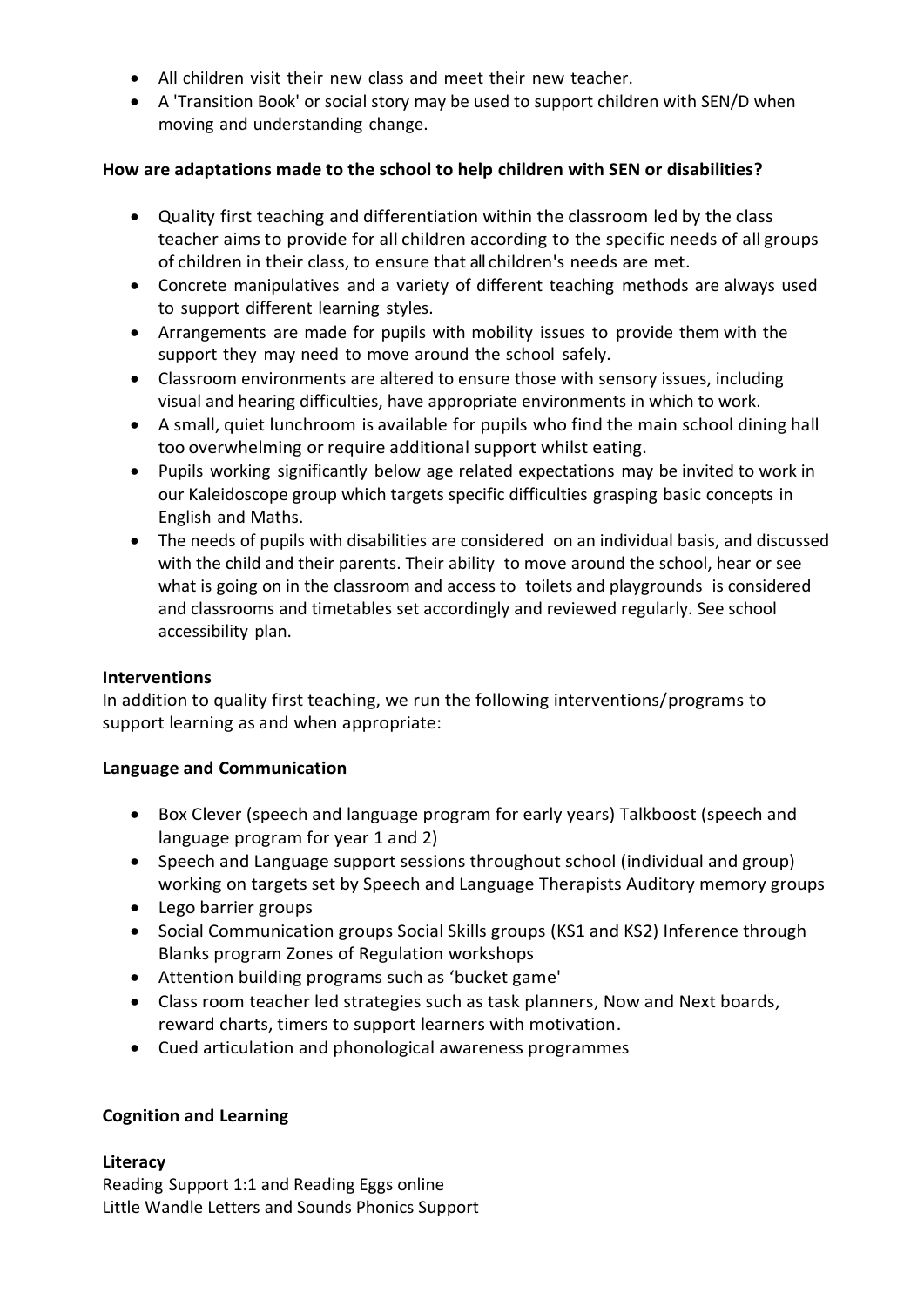- All children visit their new class and meet their new teacher.
- A 'Transition Book' or social story may be used to support children with SEN/D when moving and understanding change.

**How are adaptations made to the school to help children with SEN or disabilities?**

- Quality first teaching and differentiation within the classroom led by the class teacher aims to provide for all children according to the specific needs of all groups of children in their class, to ensure that all children's needs are met.
- Concrete manipulatives and a variety of different teaching methods are always used to support different learning styles.
- Arrangements are made for pupils with mobility issues to provide them with the support they may need to move around the school safely.
- Classroom environments are altered to ensure those with sensory issues, including visual and hearing difficulties, have appropriate environments in which to work.
- A small, quiet lunchroom is available for pupils who find the main school dining hall too overwhelming or require additional support whilst eating.
- Pupils working significantly below age related expectations may be invited to work in our Kaleidoscope group which targets specific difficulties grasping basic concepts in English and Maths.
- The needs of pupils with disabilities are considered on an individual basis, and discussed with the child and their parents. Their ability to move around the school, hear or see what is going on in the classroom and access to toilets and playgrounds is considered and classrooms and timetables set accordingly and reviewed regularly. See school accessibility plan.

**Interventions**

In addition to quality first teaching, we run the following interventions/programs to support learning as and when appropriate:

**Language and Communication**

- Box Clever (speech and language program for early years) Talkboost (speech and language program for year 1 and 2)
- Speech and Language support sessions throughout school (individual and group) working on targets set by Speech and Language Therapists Auditory memory groups
- Lego barrier groups
- Social Communication groups Social Skills groups (KS1 and KS2) Inference through Blanks program Zones of Regulation workshops
- Attention building programs such as 'bucket game'
- Class room teacher led strategies such as task planners, Now and Next boards, reward charts, timers to support learners with motivation.
- Cued articulation and phonological awareness programmes

**Cognition and Learning**

**Literacy**

Reading Support 1:1 and Reading Eggs online
Little Wandle Letters and Sounds Phonics Support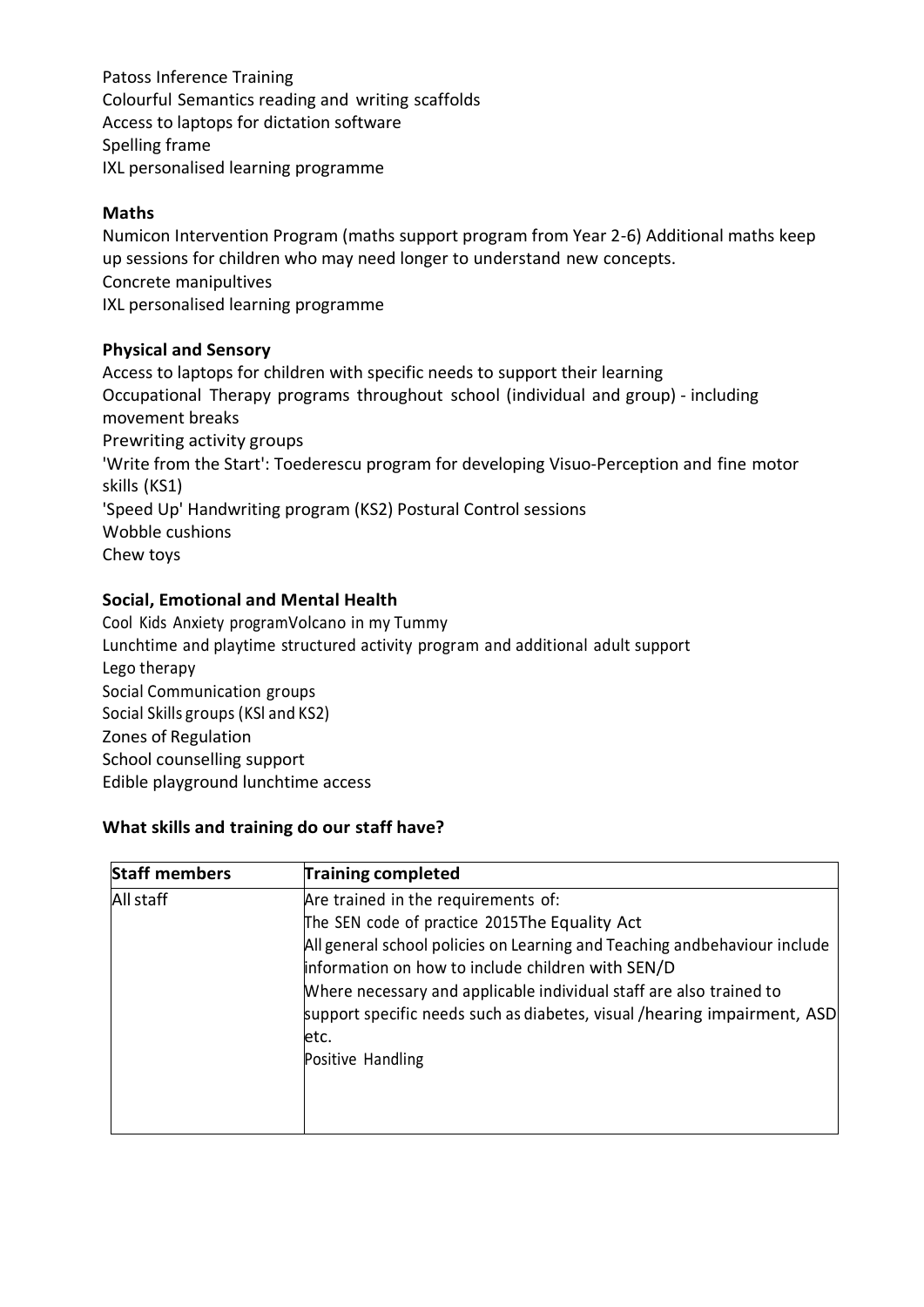Patoss Inference Training
Colourful Semantics reading and writing scaffolds
Access to laptops for dictation software
Spelling frame
IXL personalised learning programme

**Maths**

Numicon Intervention Program (maths support program from Year 2-6) Additional maths keep up sessions for children who may need longer to understand new concepts.
Concrete manipultives
IXL personalised learning programme

**Physical and Sensory**

Access to laptops for children with specific needs to support their learning
Occupational Therapy programs throughout school (individual and group) - including movement breaks
Prewriting activity groups
'Write from the Start': Toederescu program for developing Visuo-Perception and fine motor skills (KS1)
'Speed Up' Handwriting program (KS2) Postural Control sessions
Wobble cushions
Chew toys

**Social, Emotional and Mental Health**

Cool Kids Anxiety programVolcano in my Tummy
Lunchtime and playtime structured activity program and additional adult support
Lego therapy
Social Communication groups
Social Skills groups (KSl and KS2)
Zones of Regulation
School counselling support
Edible playground lunchtime access

**What skills and training do our staff have?**

| Staff members | Training completed |
|---|---|
| All staff | Are trained in the requirements of:<br>The SEN code of practice 2015The Equality Act<br>All general school policies on Learning and Teaching andbehaviour include information on how to include children with SEN/D<br>Where necessary and applicable individual staff are also trained to support specific needs such as diabetes, visual /hearing impairment, ASD etc.<br>Positive Handling |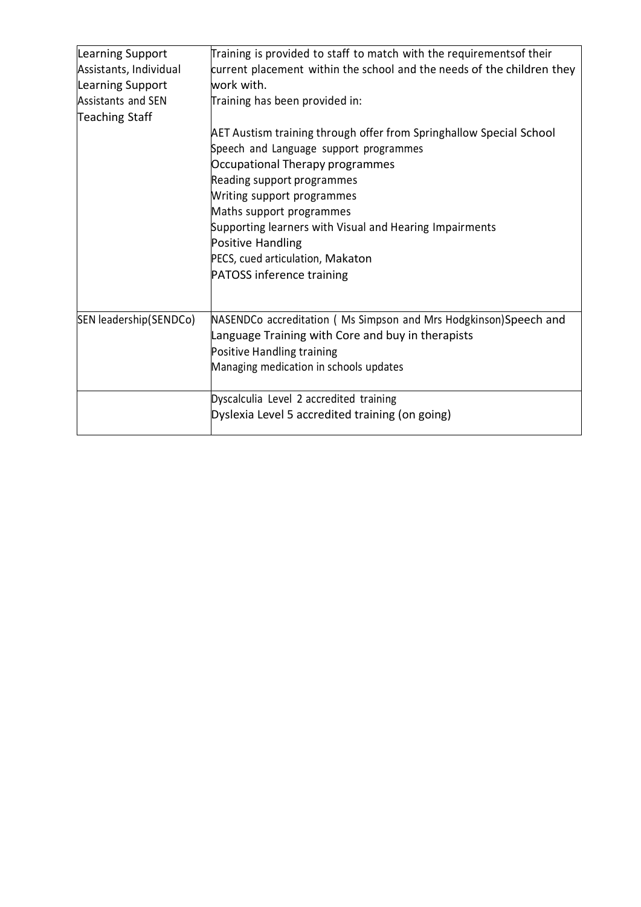| | |
|---|---|
| Learning Support Assistants, Individual Learning Support Assistants and SEN Teaching Staff | Training is provided to staff to match with the requirementsof their current placement within the school and the needs of the children they work with.<br>Training has been provided in:<br><br>AET Austism training through offer from Springhallow Special School<br>Speech and Language support programmes<br>Occupational Therapy programmes<br>Reading support programmes<br>Writing support programmes<br>Maths support programmes<br>Supporting learners with Visual and Hearing Impairments<br>Positive Handling<br>PECS, cued articulation, Makaton<br>PATOSS inference training |
| SEN leadership(SENDCo) | NASENDCo accreditation ( Ms Simpson and Mrs Hodgkinson)Speech and Language Training with Core and buy in therapists<br>Positive Handling training<br>Managing medication in schools updates |
| | Dyscalculia Level 2 accredited training<br>Dyslexia Level 5 accredited training (on going) |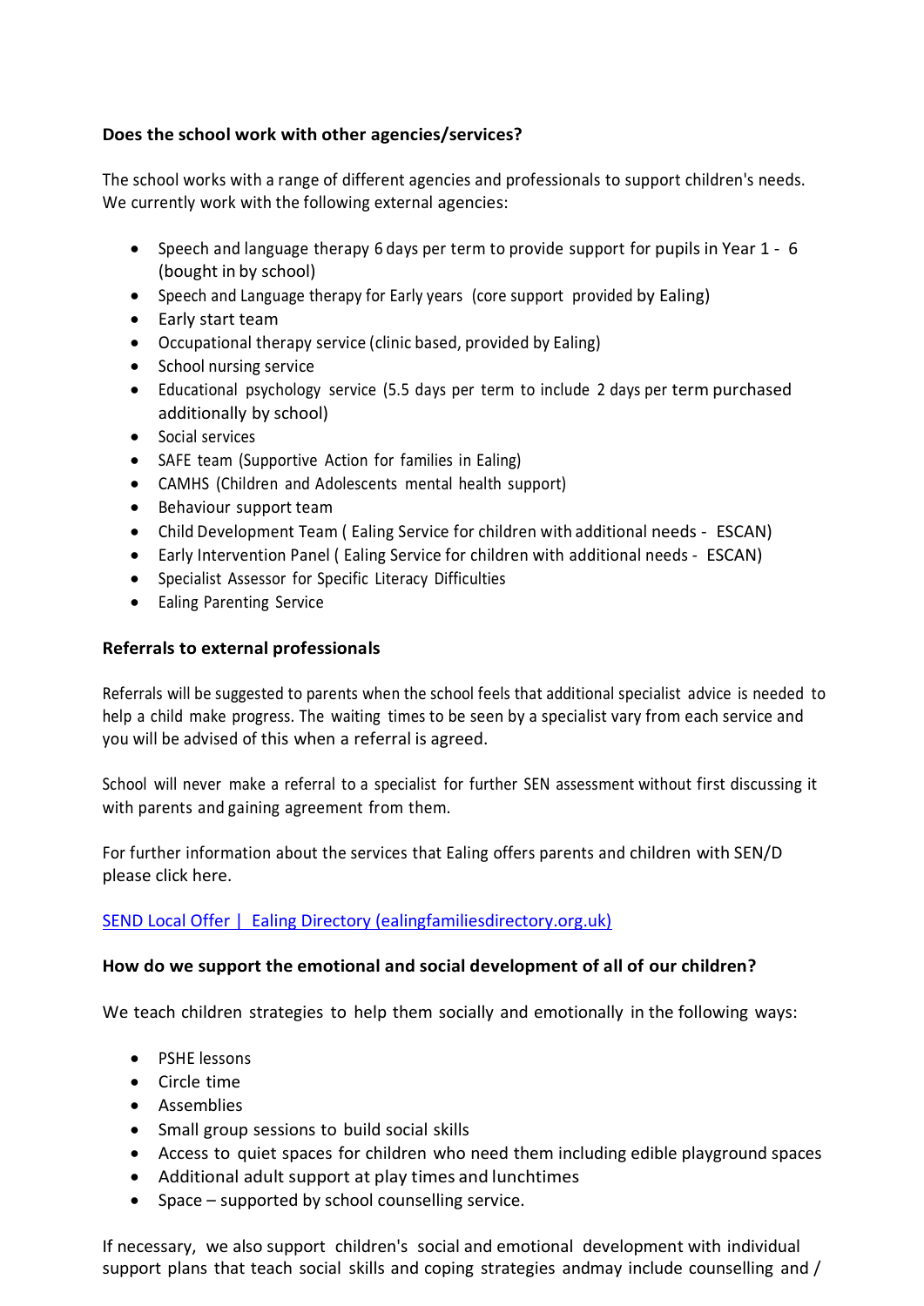**Does the school work with other agencies/services?**

The school works with a range of different agencies and professionals to support children's needs. We currently work with the following external agencies:

- Speech and language therapy 6 days per term to provide support for pupils in Year 1 - 6 (bought in by school)
- Speech and Language therapy for Early years (core support provided by Ealing)
- Early start team
- Occupational therapy service (clinic based, provided by Ealing)
- School nursing service
- Educational psychology service (5.5 days per term to include 2 days per term purchased additionally by school)
- Social services
- SAFE team (Supportive Action for families in Ealing)
- CAMHS (Children and Adolescents mental health support)
- Behaviour support team
- Child Development Team ( Ealing Service for children with additional needs - ESCAN)
- Early Intervention Panel ( Ealing Service for children with additional needs - ESCAN)
- Specialist Assessor for Specific Literacy Difficulties
- Ealing Parenting Service

**Referrals to external professionals**

Referrals will be suggested to parents when the school feels that additional specialist advice is needed to help a child make progress. The waiting times to be seen by a specialist vary from each service and you will be advised of this when a referral is agreed.

School will never make a referral to a specialist for further SEN assessment without first discussing it with parents and gaining agreement from them.

For further information about the services that Ealing offers parents and children with SEN/D please click here.

[SEND Local Offer | Ealing Directory (ealingfamiliesdirectory.org.uk)](ealingfamiliesdirectory.org.uk)

**How do we support the emotional and social development of all of our children?**

We teach children strategies to help them socially and emotionally in the following ways:

- PSHE lessons
- Circle time
- Assemblies
- Small group sessions to build social skills
- Access to quiet spaces for children who need them including edible playground spaces
- Additional adult support at play times and lunchtimes
- Space – supported by school counselling service.

If necessary, we also support children's social and emotional development with individual support plans that teach social skills and coping strategies andmay include counselling and /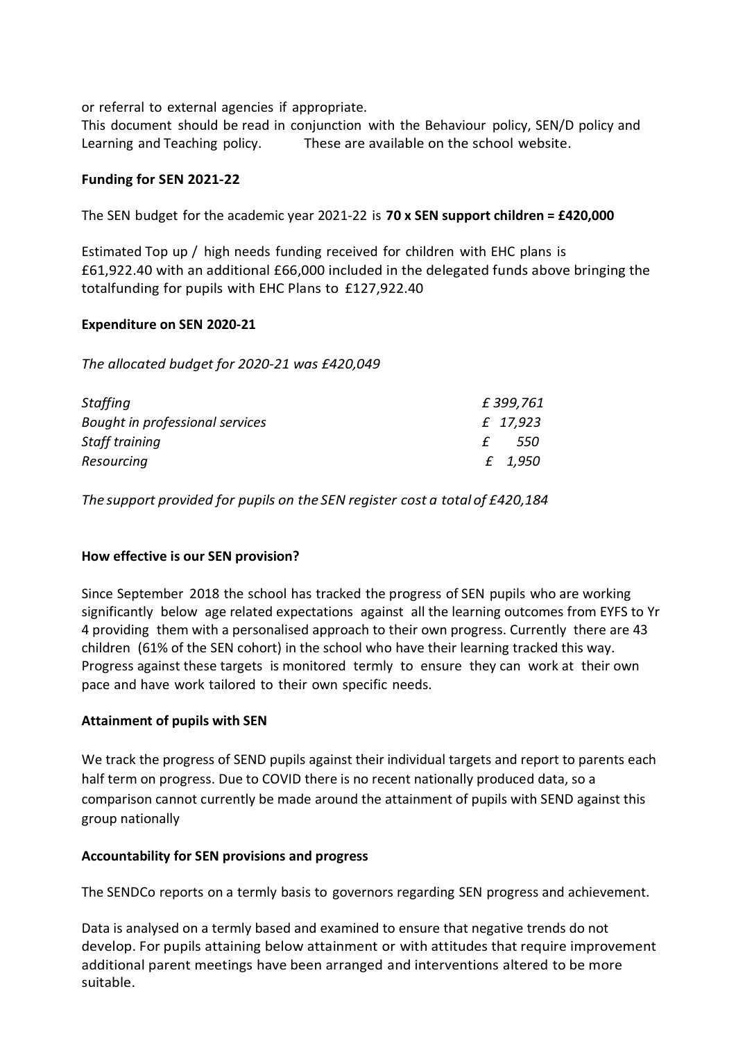or referral to external agencies if appropriate.

This document should be read in conjunction with the Behaviour policy, SEN/D policy and Learning and Teaching policy. These are available on the school website.

**Funding for SEN 2021-22**

The SEN budget for the academic year 2021-22 is **70 x SEN support children = £420,000**

Estimated Top up / high needs funding received for children with EHC plans is £61,922.40 with an additional £66,000 included in the delegated funds above bringing the totalfunding for pupils with EHC Plans to £127,922.40

**Expenditure on SEN 2020-21**

*The allocated budget for 2020-21 was £420,049*

| | |
|---|---|
| *Staffing* | *£ 399,761* |
| *Bought in professional services* | *£ 17,923* |
| *Staff training* | *£ 550* |
| *Resourcing* | *£ 1,950* |

*The support provided for pupils on the SEN register cost a total of £420,184*

**How effective is our SEN provision?**

Since September 2018 the school has tracked the progress of SEN pupils who are working significantly below age related expectations against all the learning outcomes from EYFS to Yr 4 providing them with a personalised approach to their own progress. Currently there are 43 children (61% of the SEN cohort) in the school who have their learning tracked this way. Progress against these targets is monitored termly to ensure they can work at their own pace and have work tailored to their own specific needs.

**Attainment of pupils with SEN**

We track the progress of SEND pupils against their individual targets and report to parents each half term on progress. Due to COVID there is no recent nationally produced data, so a comparison cannot currently be made around the attainment of pupils with SEND against this group nationally

**Accountability for SEN provisions and progress**

The SENDCo reports on a termly basis to governors regarding SEN progress and achievement.

Data is analysed on a termly based and examined to ensure that negative trends do not develop. For pupils attaining below attainment or with attitudes that require improvement additional parent meetings have been arranged and interventions altered to be more suitable.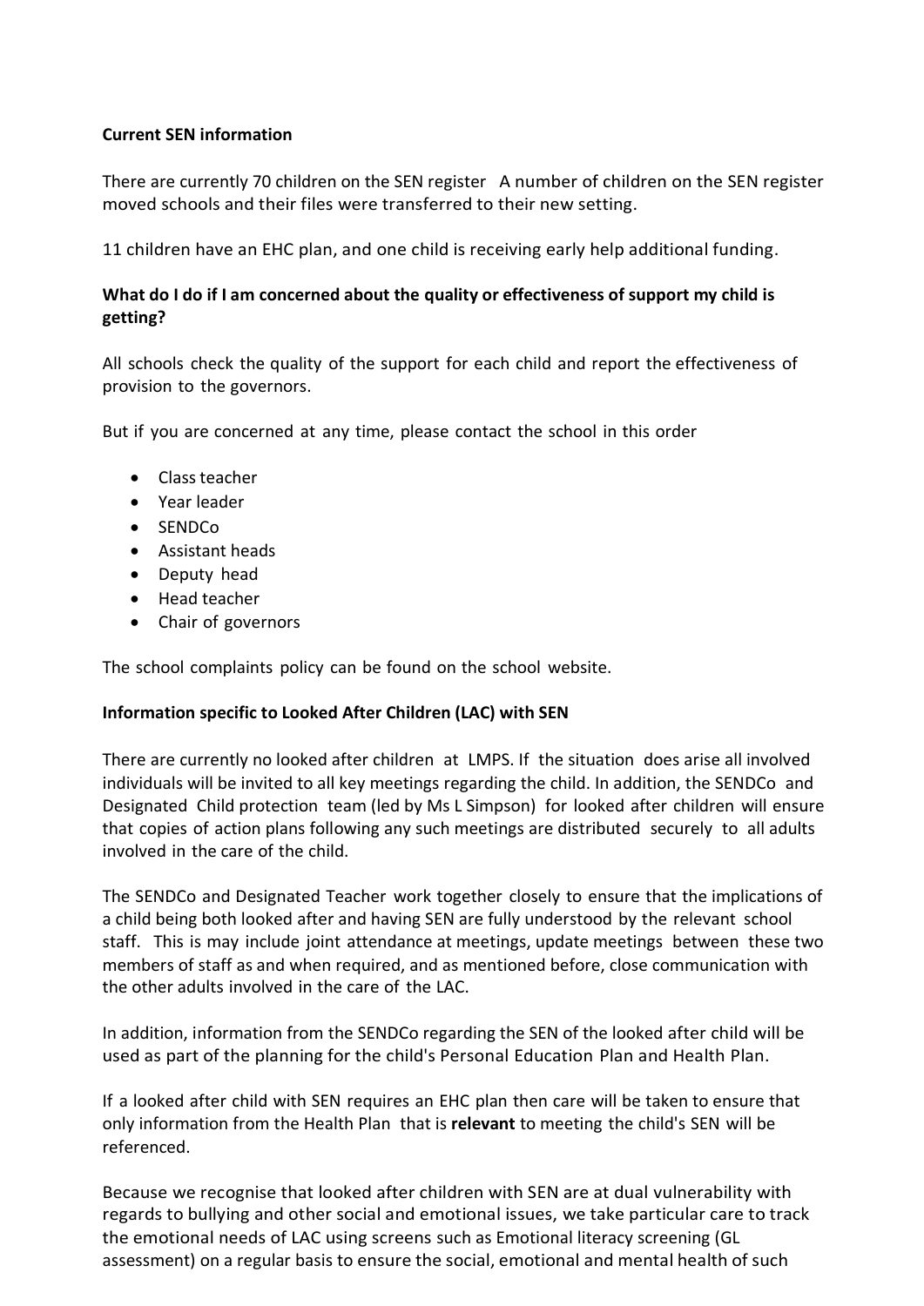**Current SEN information**

There are currently 70 children on the SEN register  A number of children on the SEN register moved schools and their files were transferred to their new setting.

11 children have an EHC plan, and one child is receiving early help additional funding.

**What do I do if I am concerned about the quality or effectiveness of support my child is getting?**

All schools check the quality of the support for each child and report the effectiveness of provision to the governors.

But if you are concerned at any time, please contact the school in this order

- Class teacher
- Year leader
- SENDCo
- Assistant heads
- Deputy head
- Head teacher
- Chair of governors

The school complaints policy can be found on the school website.

**Information specific to Looked After Children (LAC) with SEN**

There are currently no looked after children at LMPS. If the situation does arise all involved individuals will be invited to all key meetings regarding the child. In addition, the SENDCo and Designated Child protection team (led by Ms L Simpson) for looked after children will ensure that copies of action plans following any such meetings are distributed securely to all adults involved in the care of the child.

The SENDCo and Designated Teacher work together closely to ensure that the implications of a child being both looked after and having SEN are fully understood by the relevant school staff. This is may include joint attendance at meetings, update meetings between these two members of staff as and when required, and as mentioned before, close communication with the other adults involved in the care of the LAC.

In addition, information from the SENDCo regarding the SEN of the looked after child will be used as part of the planning for the child's Personal Education Plan and Health Plan.

If a looked after child with SEN requires an EHC plan then care will be taken to ensure that only information from the Health Plan that is **relevant** to meeting the child's SEN will be referenced.

Because we recognise that looked after children with SEN are at dual vulnerability with regards to bullying and other social and emotional issues, we take particular care to track the emotional needs of LAC using screens such as Emotional literacy screening (GL assessment) on a regular basis to ensure the social, emotional and mental health of such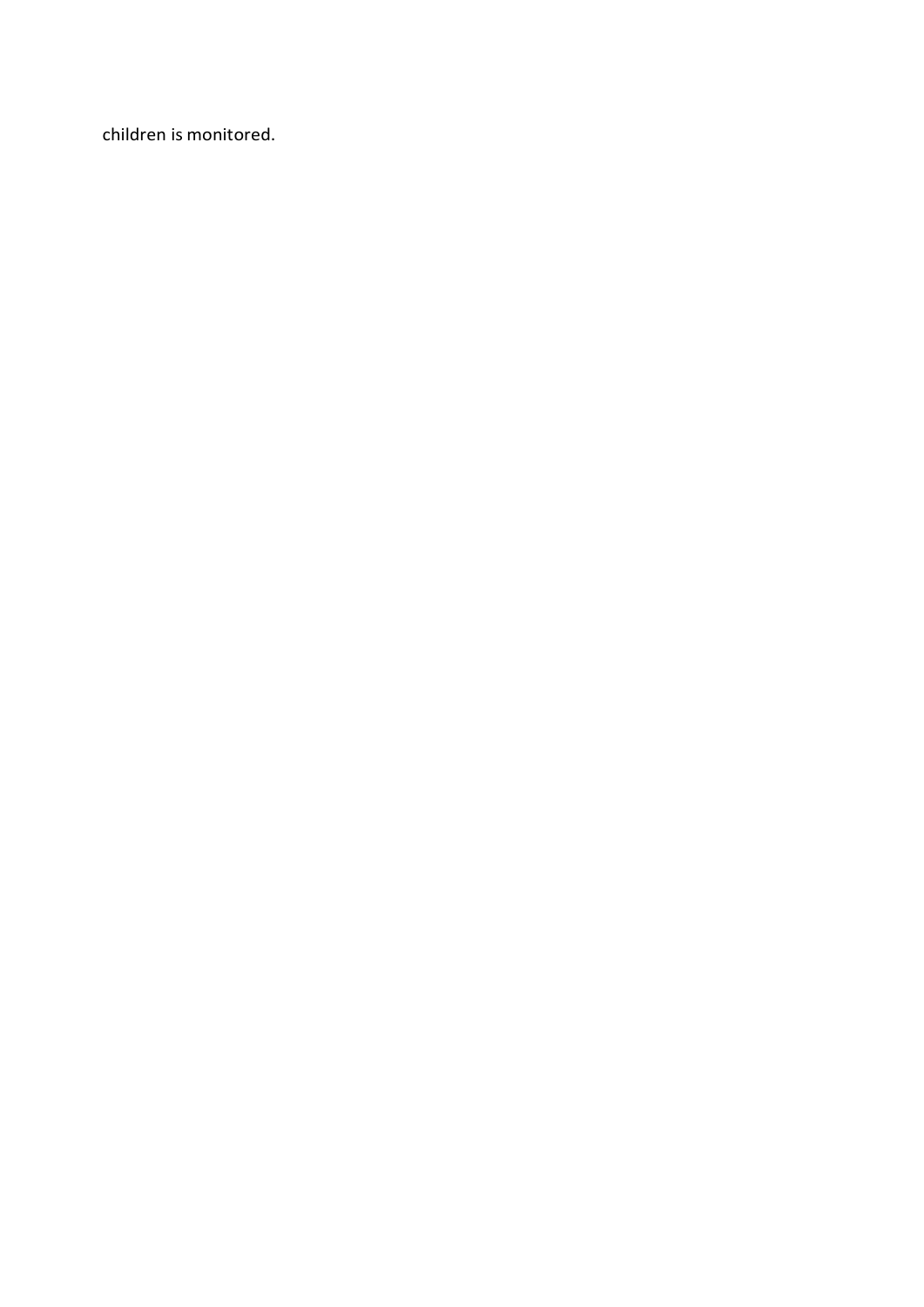children is monitored.